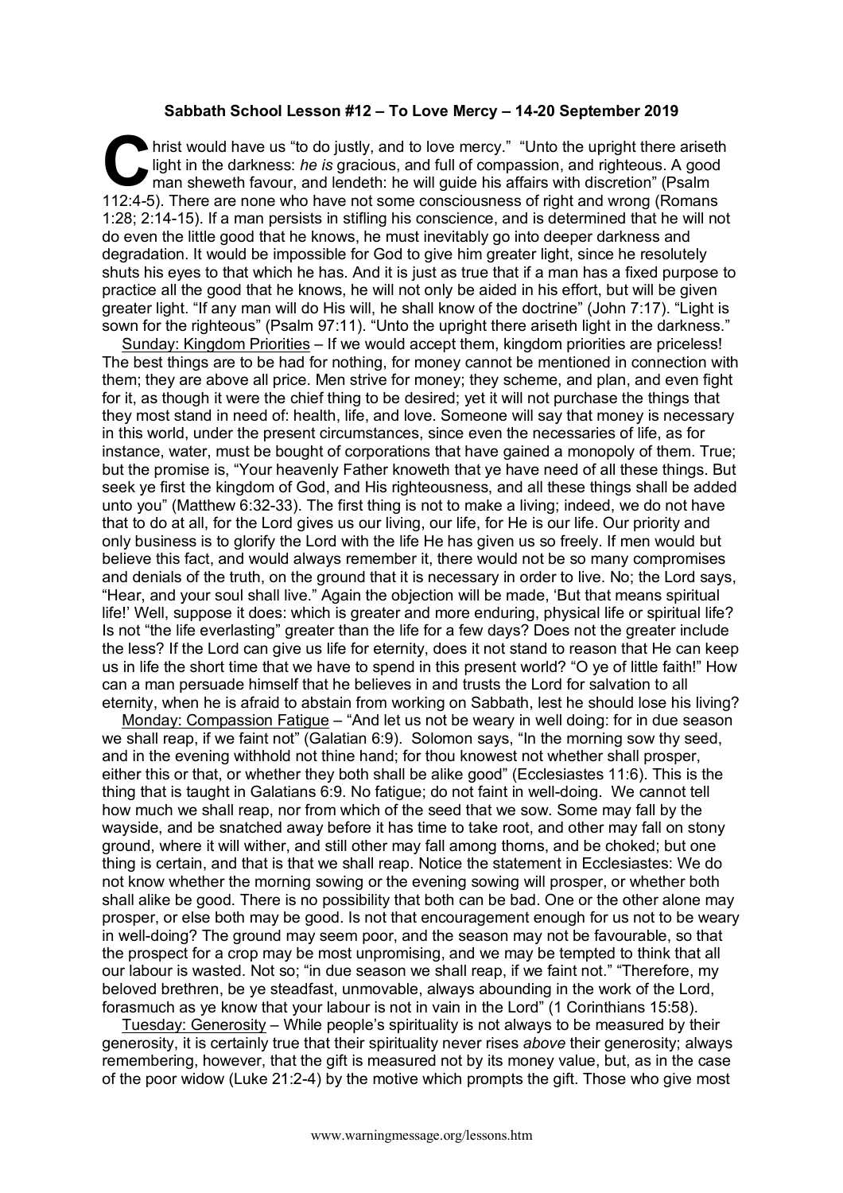**Sabbath School Lesson #12 – To Love Mercy – 14-20 September 2019**

Christ would have us "to do justly, and to love mercy." "Unto the upright there ariseth light in the darkness: *he is* gracious, and full of compassion, and righteous. A good man sheweth favour, and lendeth: he will guide his affairs with discretion" (Psalm 112:4-5). There are none who have not some consciousness of right and wrong (Romans 1:28; 2:14-15). If a man persists in stifling his conscience, and is determined that he will not do even the little good that he knows, he must inevitably go into deeper darkness and degradation. It would be impossible for God to give him greater light, since he resolutely shuts his eyes to that which he has. And it is just as true that if a man has a fixed purpose to practice all the good that he knows, he will not only be aided in his effort, but will be given greater light. "If any man will do His will, he shall know of the doctrine" (John 7:17). "Light is sown for the righteous" (Psalm 97:11). "Unto the upright there ariseth light in the darkness."

Sunday: Kingdom Priorities – If we would accept them, kingdom priorities are priceless! The best things are to be had for nothing, for money cannot be mentioned in connection with them; they are above all price. Men strive for money; they scheme, and plan, and even fight for it, as though it were the chief thing to be desired; yet it will not purchase the things that they most stand in need of: health, life, and love. Someone will say that money is necessary in this world, under the present circumstances, since even the necessaries of life, as for instance, water, must be bought of corporations that have gained a monopoly of them. True; but the promise is, "Your heavenly Father knoweth that ye have need of all these things. But seek ye first the kingdom of God, and His righteousness, and all these things shall be added unto you" (Matthew 6:32-33). The first thing is not to make a living; indeed, we do not have that to do at all, for the Lord gives us our living, our life, for He is our life. Our priority and only business is to glorify the Lord with the life He has given us so freely. If men would but believe this fact, and would always remember it, there would not be so many compromises and denials of the truth, on the ground that it is necessary in order to live. No; the Lord says, "Hear, and your soul shall live." Again the objection will be made, 'But that means spiritual life!' Well, suppose it does: which is greater and more enduring, physical life or spiritual life? Is not "the life everlasting" greater than the life for a few days? Does not the greater include the less? If the Lord can give us life for eternity, does it not stand to reason that He can keep us in life the short time that we have to spend in this present world? "O ye of little faith!" How can a man persuade himself that he believes in and trusts the Lord for salvation to all eternity, when he is afraid to abstain from working on Sabbath, lest he should lose his living?

Monday: Compassion Fatigue – "And let us not be weary in well doing: for in due season we shall reap, if we faint not" (Galatian 6:9). Solomon says, "In the morning sow thy seed, and in the evening withhold not thine hand; for thou knowest not whether shall prosper, either this or that, or whether they both shall be alike good" (Ecclesiastes 11:6). This is the thing that is taught in Galatians 6:9. No fatigue; do not faint in well-doing. We cannot tell how much we shall reap, nor from which of the seed that we sow. Some may fall by the wayside, and be snatched away before it has time to take root, and other may fall on stony ground, where it will wither, and still other may fall among thorns, and be choked; but one thing is certain, and that is that we shall reap. Notice the statement in Ecclesiastes: We do not know whether the morning sowing or the evening sowing will prosper, or whether both shall alike be good. There is no possibility that both can be bad. One or the other alone may prosper, or else both may be good. Is not that encouragement enough for us not to be weary in well-doing? The ground may seem poor, and the season may not be favourable, so that the prospect for a crop may be most unpromising, and we may be tempted to think that all our labour is wasted. Not so; "in due season we shall reap, if we faint not." "Therefore, my beloved brethren, be ye steadfast, unmovable, always abounding in the work of the Lord, forasmuch as ye know that your labour is not in vain in the Lord" (1 Corinthians 15:58).

Tuesday: Generosity – While people's spirituality is not always to be measured by their generosity, it is certainly true that their spirituality never rises *above* their generosity; always remembering, however, that the gift is measured not by its money value, but, as in the case of the poor widow (Luke 21:2-4) by the motive which prompts the gift. Those who give most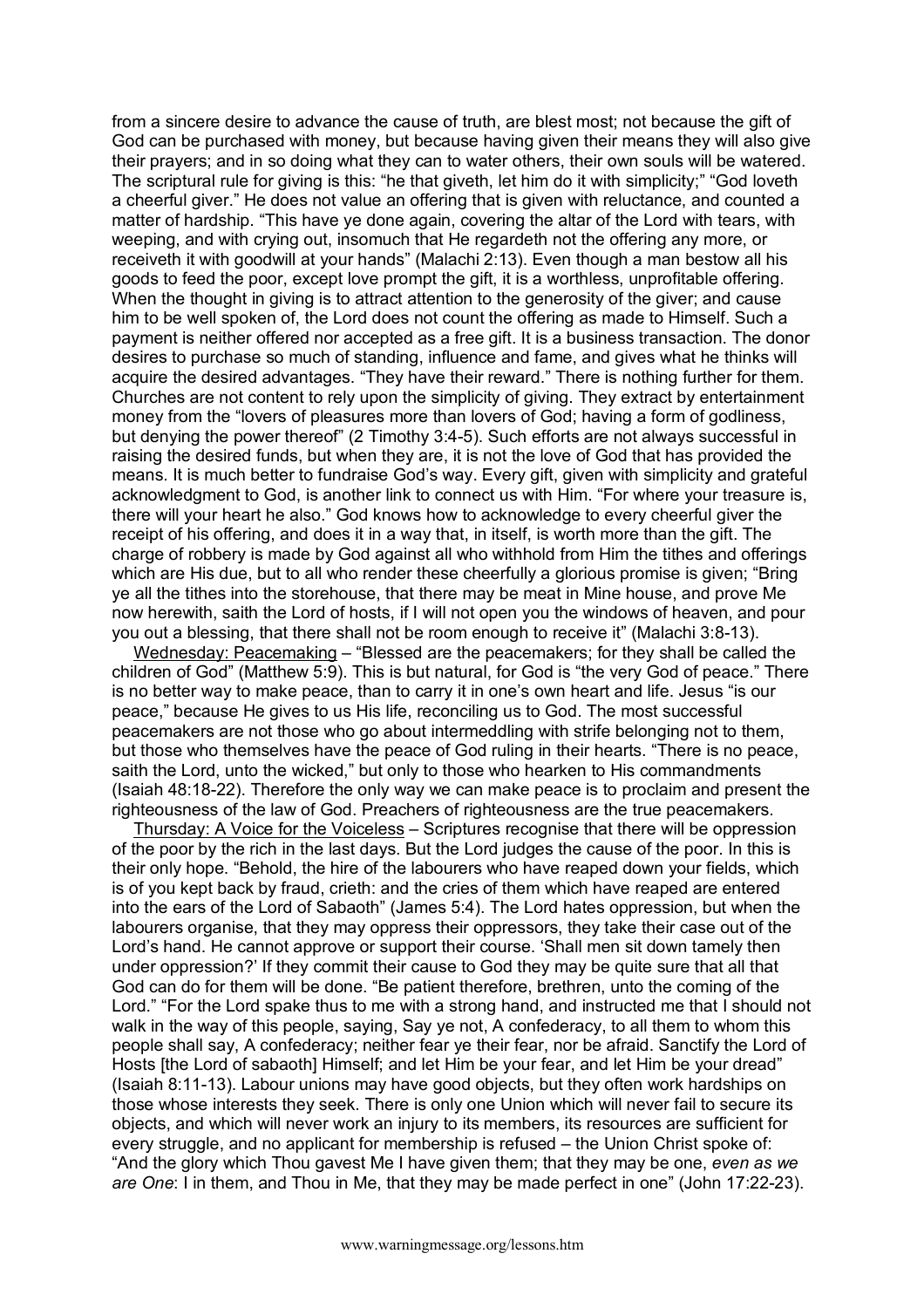from a sincere desire to advance the cause of truth, are blest most; not because the gift of God can be purchased with money, but because having given their means they will also give their prayers; and in so doing what they can to water others, their own souls will be watered. The scriptural rule for giving is this: "he that giveth, let him do it with simplicity;" "God loveth a cheerful giver." He does not value an offering that is given with reluctance, and counted a matter of hardship. "This have ye done again, covering the altar of the Lord with tears, with weeping, and with crying out, insomuch that He regardeth not the offering any more, or receiveth it with goodwill at your hands" (Malachi 2:13). Even though a man bestow all his goods to feed the poor, except love prompt the gift, it is a worthless, unprofitable offering. When the thought in giving is to attract attention to the generosity of the giver; and cause him to be well spoken of, the Lord does not count the offering as made to Himself. Such a payment is neither offered nor accepted as a free gift. It is a business transaction. The donor desires to purchase so much of standing, influence and fame, and gives what he thinks will acquire the desired advantages. "They have their reward." There is nothing further for them. Churches are not content to rely upon the simplicity of giving. They extract by entertainment money from the "lovers of pleasures more than lovers of God; having a form of godliness, but denying the power thereof" (2 Timothy 3:4-5). Such efforts are not always successful in raising the desired funds, but when they are, it is not the love of God that has provided the means. It is much better to fundraise God's way. Every gift, given with simplicity and grateful acknowledgment to God, is another link to connect us with Him. "For where your treasure is, there will your heart he also." God knows how to acknowledge to every cheerful giver the receipt of his offering, and does it in a way that, in itself, is worth more than the gift. The charge of robbery is made by God against all who withhold from Him the tithes and offerings which are His due, but to all who render these cheerfully a glorious promise is given; "Bring ye all the tithes into the storehouse, that there may be meat in Mine house, and prove Me now herewith, saith the Lord of hosts, if I will not open you the windows of heaven, and pour you out a blessing, that there shall not be room enough to receive it" (Malachi 3:8-13).

Wednesday: Peacemaking – "Blessed are the peacemakers; for they shall be called the children of God" (Matthew 5:9). This is but natural, for God is "the very God of peace." There is no better way to make peace, than to carry it in one's own heart and life. Jesus "is our peace," because He gives to us His life, reconciling us to God. The most successful peacemakers are not those who go about intermeddling with strife belonging not to them, but those who themselves have the peace of God ruling in their hearts. "There is no peace, saith the Lord, unto the wicked," but only to those who hearken to His commandments (Isaiah 48:18-22). Therefore the only way we can make peace is to proclaim and present the righteousness of the law of God. Preachers of righteousness are the true peacemakers.

Thursday: A Voice for the Voiceless – Scriptures recognise that there will be oppression of the poor by the rich in the last days. But the Lord judges the cause of the poor. In this is their only hope. "Behold, the hire of the labourers who have reaped down your fields, which is of you kept back by fraud, crieth: and the cries of them which have reaped are entered into the ears of the Lord of Sabaoth" (James 5:4). The Lord hates oppression, but when the labourers organise, that they may oppress their oppressors, they take their case out of the Lord's hand. He cannot approve or support their course. 'Shall men sit down tamely then under oppression?' If they commit their cause to God they may be quite sure that all that God can do for them will be done. "Be patient therefore, brethren, unto the coming of the Lord." "For the Lord spake thus to me with a strong hand, and instructed me that I should not walk in the way of this people, saying, Say ye not, A confederacy, to all them to whom this people shall say, A confederacy; neither fear ye their fear, nor be afraid. Sanctify the Lord of Hosts [the Lord of sabaoth] Himself; and let Him be your fear, and let Him be your dread" (Isaiah 8:11-13). Labour unions may have good objects, but they often work hardships on those whose interests they seek. There is only one Union which will never fail to secure its objects, and which will never work an injury to its members, its resources are sufficient for every struggle, and no applicant for membership is refused – the Union Christ spoke of: "And the glory which Thou gavest Me I have given them; that they may be one, *even as we are One*: I in them, and Thou in Me, that they may be made perfect in one" (John 17:22-23).